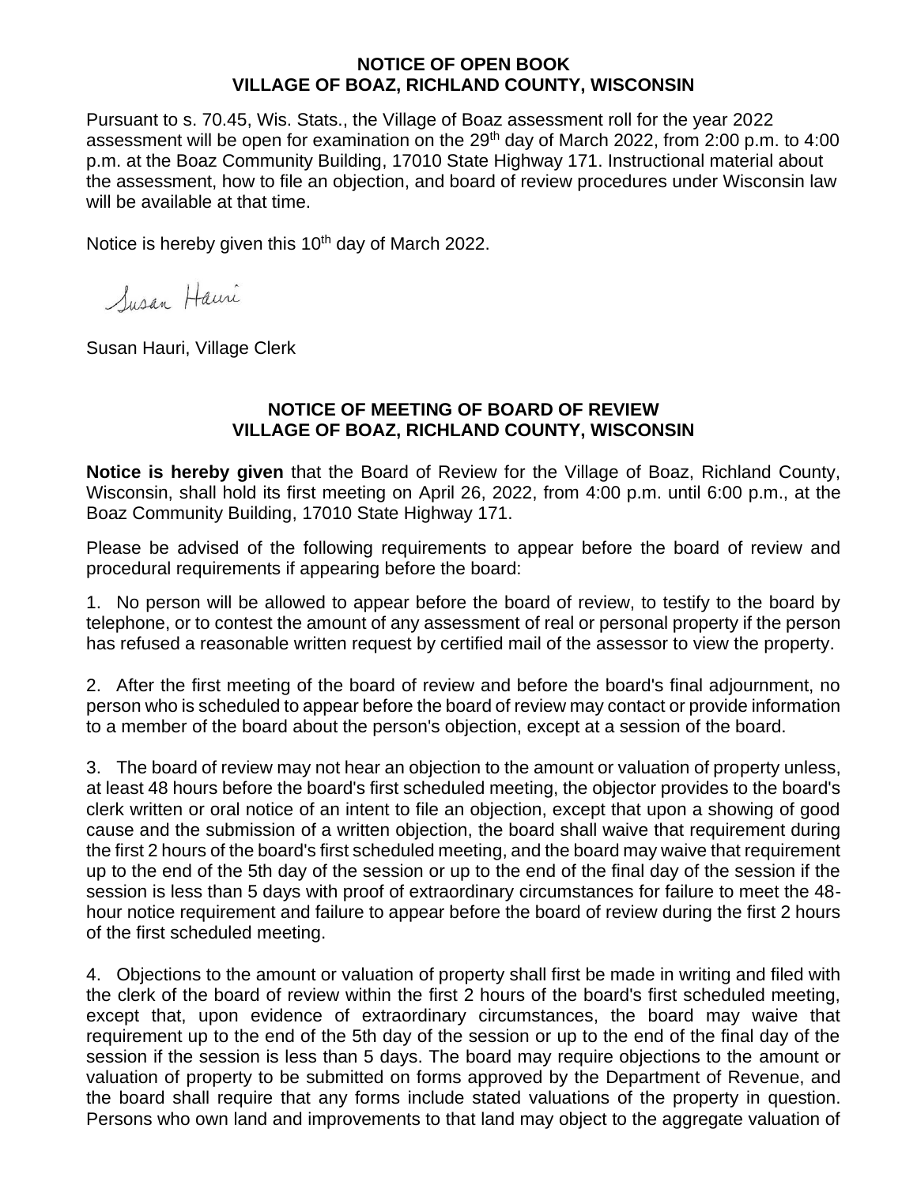## NOTICE OF OPEN BOOK
## VILLAGE OF BOAZ, RICHLAND COUNTY, WISCONSIN

Pursuant to s. 70.45, Wis. Stats., the Village of Boaz assessment roll for the year 2022 assessment will be open for examination on the 29th day of March 2022, from 2:00 p.m. to 4:00 p.m. at the Boaz Community Building, 17010 State Highway 171. Instructional material about the assessment, how to file an objection, and board of review procedures under Wisconsin law will be available at that time.

Notice is hereby given this 10th day of March 2022.

*Susan Hauri*

Susan Hauri, Village Clerk

## NOTICE OF MEETING OF BOARD OF REVIEW
## VILLAGE OF BOAZ, RICHLAND COUNTY, WISCONSIN

**Notice is hereby given** that the Board of Review for the Village of Boaz, Richland County, Wisconsin, shall hold its first meeting on April 26, 2022, from 4:00 p.m. until 6:00 p.m., at the Boaz Community Building, 17010 State Highway 171.

Please be advised of the following requirements to appear before the board of review and procedural requirements if appearing before the board:

1. No person will be allowed to appear before the board of review, to testify to the board by telephone, or to contest the amount of any assessment of real or personal property if the person has refused a reasonable written request by certified mail of the assessor to view the property.

2. After the first meeting of the board of review and before the board's final adjournment, no person who is scheduled to appear before the board of review may contact or provide information to a member of the board about the person's objection, except at a session of the board.

3. The board of review may not hear an objection to the amount or valuation of property unless, at least 48 hours before the board's first scheduled meeting, the objector provides to the board's clerk written or oral notice of an intent to file an objection, except that upon a showing of good cause and the submission of a written objection, the board shall waive that requirement during the first 2 hours of the board's first scheduled meeting, and the board may waive that requirement up to the end of the 5th day of the session or up to the end of the final day of the session if the session is less than 5 days with proof of extraordinary circumstances for failure to meet the 48-hour notice requirement and failure to appear before the board of review during the first 2 hours of the first scheduled meeting.

4. Objections to the amount or valuation of property shall first be made in writing and filed with the clerk of the board of review within the first 2 hours of the board's first scheduled meeting, except that, upon evidence of extraordinary circumstances, the board may waive that requirement up to the end of the 5th day of the session or up to the end of the final day of the session if the session is less than 5 days. The board may require objections to the amount or valuation of property to be submitted on forms approved by the Department of Revenue, and the board shall require that any forms include stated valuations of the property in question. Persons who own land and improvements to that land may object to the aggregate valuation of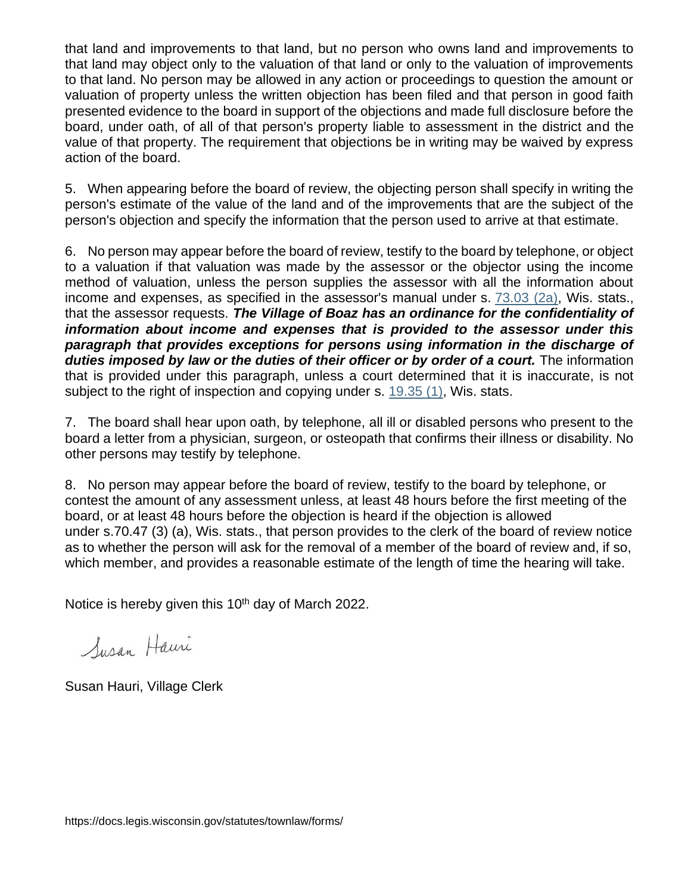that land and improvements to that land, but no person who owns land and improvements to that land may object only to the valuation of that land or only to the valuation of improvements to that land. No person may be allowed in any action or proceedings to question the amount or valuation of property unless the written objection has been filed and that person in good faith presented evidence to the board in support of the objections and made full disclosure before the board, under oath, of all of that person's property liable to assessment in the district and the value of that property. The requirement that objections be in writing may be waived by express action of the board.

5. When appearing before the board of review, the objecting person shall specify in writing the person's estimate of the value of the land and of the improvements that are the subject of the person's objection and specify the information that the person used to arrive at that estimate.

6. No person may appear before the board of review, testify to the board by telephone, or object to a valuation if that valuation was made by the assessor or the objector using the income method of valuation, unless the person supplies the assessor with all the information about income and expenses, as specified in the assessor's manual under s. 73.03 (2a), Wis. stats., that the assessor requests. ***The Village of Boaz has an ordinance for the confidentiality of information about income and expenses that is provided to the assessor under this paragraph that provides exceptions for persons using information in the discharge of duties imposed by law or the duties of their officer or by order of a court.*** The information that is provided under this paragraph, unless a court determined that it is inaccurate, is not subject to the right of inspection and copying under s. 19.35 (1), Wis. stats.

7. The board shall hear upon oath, by telephone, all ill or disabled persons who present to the board a letter from a physician, surgeon, or osteopath that confirms their illness or disability. No other persons may testify by telephone.

8. No person may appear before the board of review, testify to the board by telephone, or contest the amount of any assessment unless, at least 48 hours before the first meeting of the board, or at least 48 hours before the objection is heard if the objection is allowed under s.70.47 (3) (a), Wis. stats., that person provides to the clerk of the board of review notice as to whether the person will ask for the removal of a member of the board of review and, if so, which member, and provides a reasonable estimate of the length of time the hearing will take.

Notice is hereby given this 10th day of March 2022.

Susan Hauri

Susan Hauri, Village Clerk

https://docs.legis.wisconsin.gov/statutes/townlaw/forms/